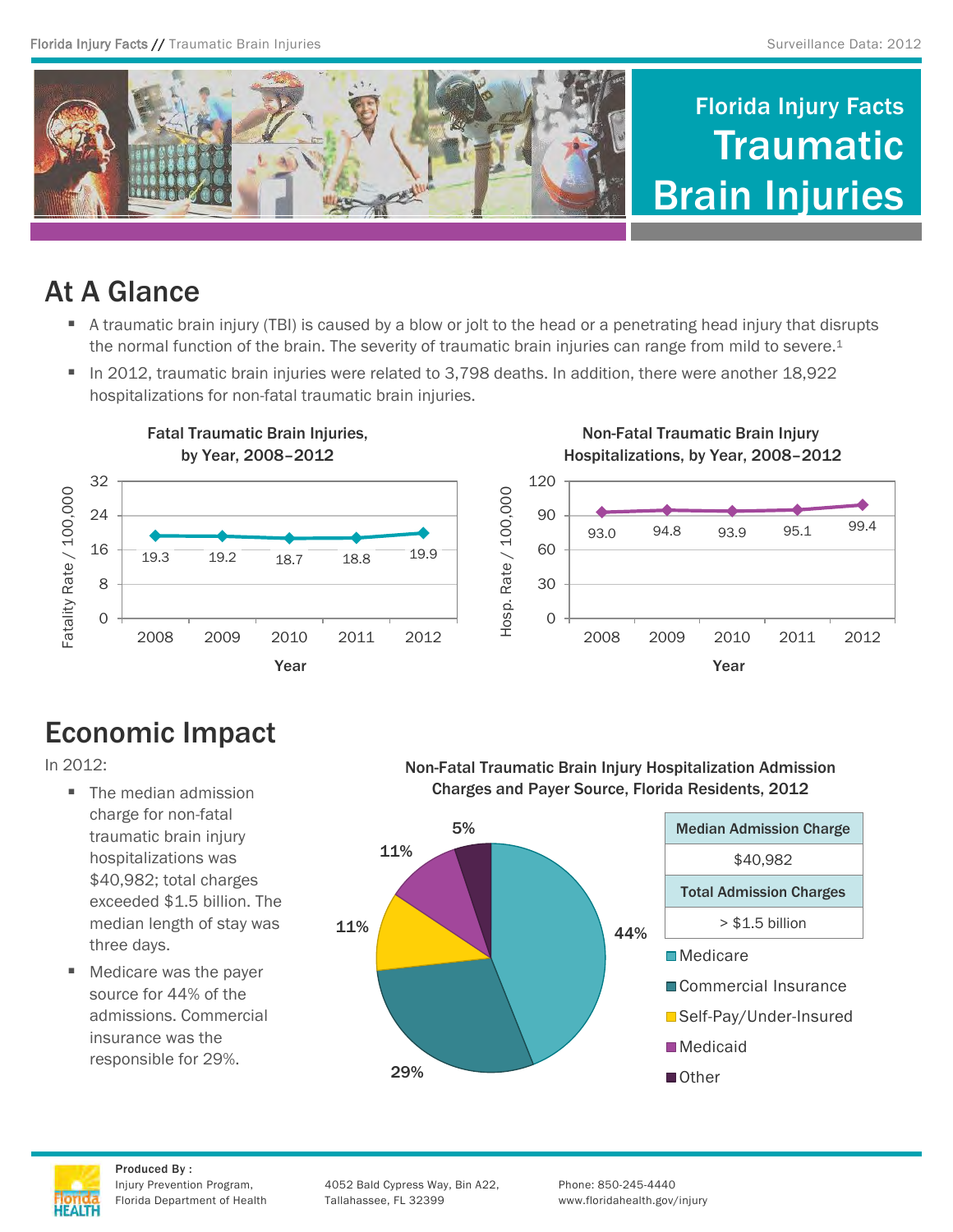# Florida Injury Facts
# Traumatic Brain Injuries

## At A Glance

- A traumatic brain injury (TBI) is caused by a blow or jolt to the head or a penetrating head injury that disrupts the normal function of the brain. The severity of traumatic brain injuries can range from mild to severe.[1]
- In 2012, traumatic brain injuries were related to 3,798 deaths. In addition, there were another 18,922 hospitalizations for non-fatal traumatic brain injuries.

**Fatal Traumatic Brain Injuries, by Year, 2008–2012**

| Year | Fatality Rate / 100,000 |
|---|---|
| 2008 | 19.3 |
| 2009 | 19.2 |
| 2010 | 18.7 |
| 2011 | 18.8 |
| 2012 | 19.9 |

**Non-Fatal Traumatic Brain Injury Hospitalizations, by Year, 2008–2012**

| Year | Hosp. Rate / 100,000 |
|---|---|
| 2008 | 93.0 |
| 2009 | 94.8 |
| 2010 | 93.9 |
| 2011 | 95.1 |
| 2012 | 99.4 |

## Economic Impact

In 2012:

- The median admission charge for non-fatal traumatic brain injury hospitalizations was $40,982; total charges exceeded $1.5 billion. The median length of stay was three days.
- Medicare was the payer source for 44% of the admissions. Commercial insurance was the responsible for 29%.

**Non-Fatal Traumatic Brain Injury Hospitalization Admission Charges and Payer Source, Florida Residents, 2012**

| Median Admission Charge |
|---|
| $40,982 |
| **Total Admission Charges** |
| > $1.5 billion |

| Payer Source | Percent |
|---|---|
| Medicare | 44% |
| Commercial Insurance | 29% |
| Self-Pay/Under-Insured | 11% |
| Medicaid | 11% |
| Other | 5% |

Produced By :
Injury Prevention Program,
Florida Department of Health

4052 Bald Cypress Way, Bin A22,
Tallahassee, FL 32399

Phone: 850-245-4440
www.floridahealth.gov/injury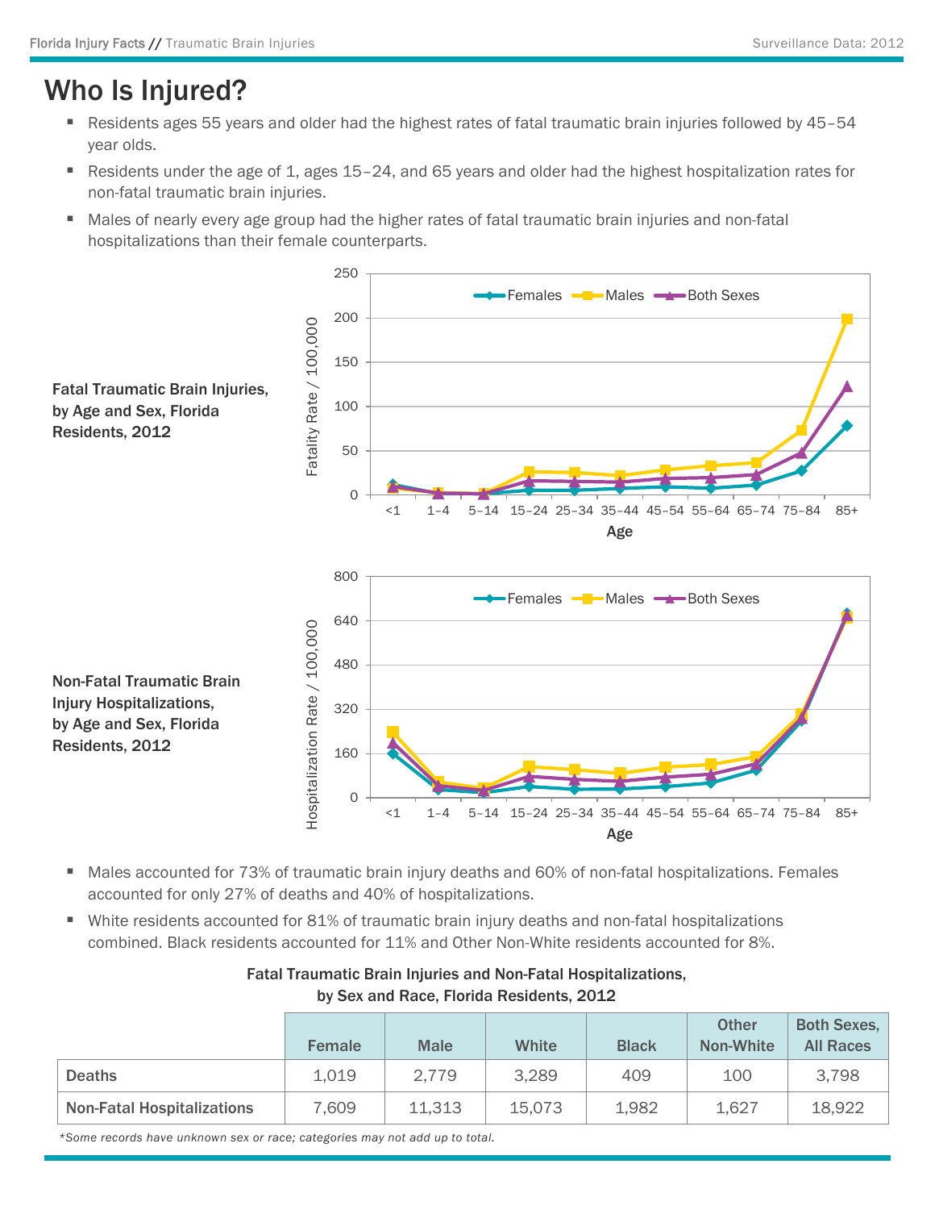# Who Is Injured?

- Residents ages 55 years and older had the highest rates of fatal traumatic brain injuries followed by 45–54 year olds.
- Residents under the age of 1, ages 15–24, and 65 years and older had the highest hospitalization rates for non-fatal traumatic brain injuries.
- Males of nearly every age group had the higher rates of fatal traumatic brain injuries and non-fatal hospitalizations than their female counterparts.

**Fatal Traumatic Brain Injuries, by Age and Sex, Florida Residents, 2012**

**Non-Fatal Traumatic Brain Injury Hospitalizations, by Age and Sex, Florida Residents, 2012**

- Males accounted for 73% of traumatic brain injury deaths and 60% of non-fatal hospitalizations. Females accounted for only 27% of deaths and 40% of hospitalizations.
- White residents accounted for 81% of traumatic brain injury deaths and non-fatal hospitalizations combined. Black residents accounted for 11% and Other Non-White residents accounted for 8%.

**Fatal Traumatic Brain Injuries and Non-Fatal Hospitalizations, by Sex and Race, Florida Residents, 2012**

| | Female | Male | White | Black | Other Non-White | Both Sexes, All Races |
|---|---|---|---|---|---|---|
| Deaths | 1,019 | 2,779 | 3,289 | 409 | 100 | 3,798 |
| Non-Fatal Hospitalizations | 7,609 | 11,313 | 15,073 | 1,982 | 1,627 | 18,922 |

*Some records have unknown sex or race; categories may not add up to total.*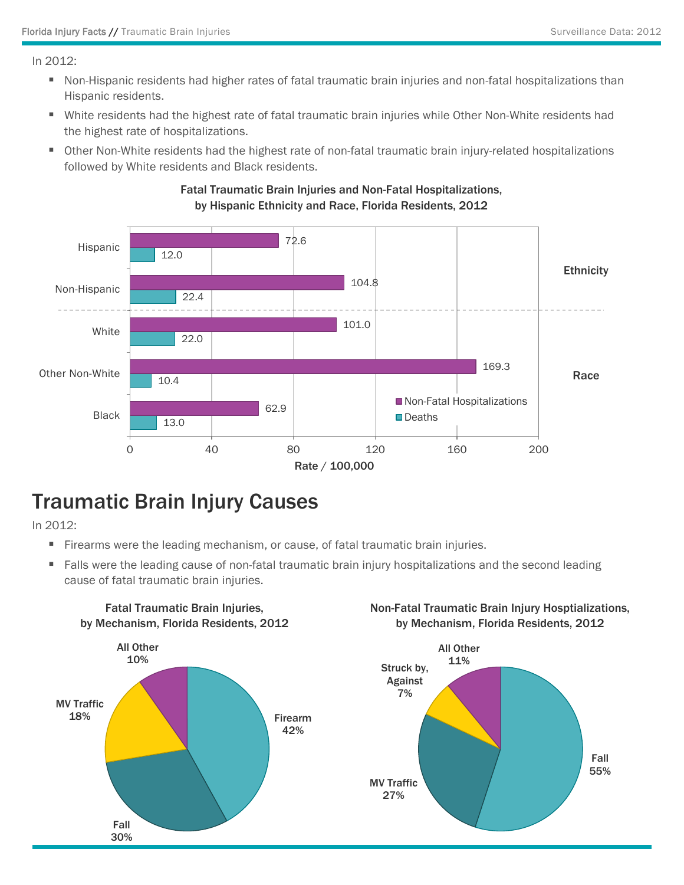In 2012:

- Non-Hispanic residents had higher rates of fatal traumatic brain injuries and non-fatal hospitalizations than Hispanic residents.
- White residents had the highest rate of fatal traumatic brain injuries while Other Non-White residents had the highest rate of hospitalizations.
- Other Non-White residents had the highest rate of non-fatal traumatic brain injury-related hospitalizations followed by White residents and Black residents.

**Fatal Traumatic Brain Injuries and Non-Fatal Hospitalizations, by Hispanic Ethnicity and Race, Florida Residents, 2012**

| | Group | Non-Fatal Hospitalizations (Rate / 100,000) | Deaths (Rate / 100,000) |
|---|---|---|---|
| Ethnicity | Hispanic | 72.6 | 12.0 |
| | Non-Hispanic | 104.8 | 22.4 |
| Race | White | 101.0 | 22.0 |
| | Other Non-White | 169.3 | 10.4 |
| | Black | 62.9 | 13.0 |

# Traumatic Brain Injury Causes

In 2012:

- Firearms were the leading mechanism, or cause, of fatal traumatic brain injuries.
- Falls were the leading cause of non-fatal traumatic brain injury hospitalizations and the second leading cause of fatal traumatic brain injuries.

**Fatal Traumatic Brain Injuries, by Mechanism, Florida Residents, 2012**

| Mechanism | Percent |
|---|---|
| Firearm | 42% |
| Fall | 30% |
| MV Traffic | 18% |
| All Other | 10% |

**Non-Fatal Traumatic Brain Injury Hosptializations, by Mechanism, Florida Residents, 2012**

| Mechanism | Percent |
|---|---|
| Fall | 55% |
| MV Traffic | 27% |
| Struck by, Against | 7% |
| All Other | 11% |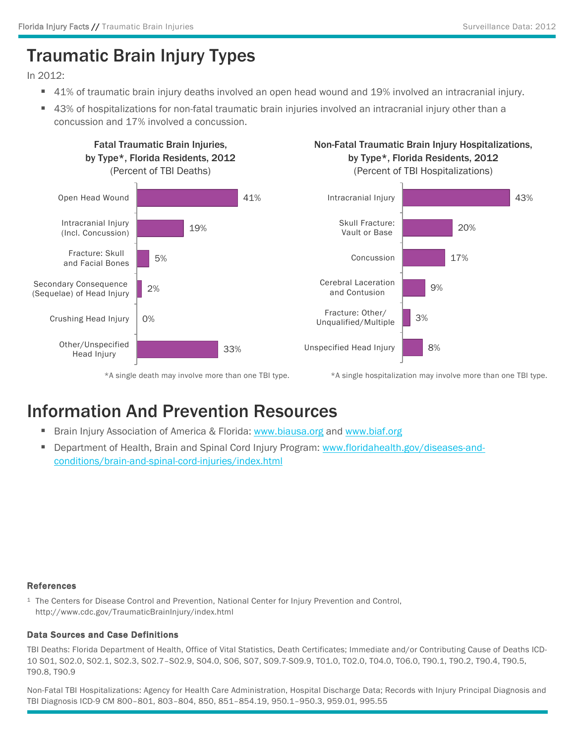# Traumatic Brain Injury Types

In 2012:

- 41% of traumatic brain injury deaths involved an open head wound and 19% involved an intracranial injury.
- 43% of hospitalizations for non-fatal traumatic brain injuries involved an intracranial injury other than a concussion and 17% involved a concussion.

**Fatal Traumatic Brain Injuries, by Type*, Florida Residents, 2012**
(Percent of TBI Deaths)

| Type | Percent |
|---|---|
| Open Head Wound | 41% |
| Intracranial Injury (Incl. Concussion) | 19% |
| Fracture: Skull and Facial Bones | 5% |
| Secondary Consequence (Sequelae) of Head Injury | 2% |
| Crushing Head Injury | 0% |
| Other/Unspecified Head Injury | 33% |

*A single death may involve more than one TBI type.

**Non-Fatal Traumatic Brain Injury Hospitalizations, by Type*, Florida Residents, 2012**
(Percent of TBI Hospitalizations)

| Type | Percent |
|---|---|
| Intracranial Injury | 43% |
| Skull Fracture: Vault or Base | 20% |
| Concussion | 17% |
| Cerebral Laceration and Contusion | 9% |
| Fracture: Other/ Unqualified/Multiple | 3% |
| Unspecified Head Injury | 8% |

*A single hospitalization may involve more than one TBI type.

# Information And Prevention Resources

- Brain Injury Association of America & Florida: www.biausa.org and www.biaf.org
- Department of Health, Brain and Spinal Cord Injury Program: www.floridahealth.gov/diseases-and-conditions/brain-and-spinal-cord-injuries/index.html

### References

[1] The Centers for Disease Control and Prevention, National Center for Injury Prevention and Control, http://www.cdc.gov/TraumaticBrainInjury/index.html

### Data Sources and Case Definitions

TBI Deaths: Florida Department of Health, Office of Vital Statistics, Death Certificates; Immediate and/or Contributing Cause of Deaths ICD-10 S01, S02.0, S02.1, S02.3, S02.7–S02.9, S04.0, S06, S07, S09.7-S09.9, T01.0, T02.0, T04.0, T06.0, T90.1, T90.2, T90.4, T90.5, T90.8, T90.9

Non-Fatal TBI Hospitalizations: Agency for Health Care Administration, Hospital Discharge Data; Records with Injury Principal Diagnosis and TBI Diagnosis ICD-9 CM 800–801, 803–804, 850, 851–854.19, 950.1–950.3, 959.01, 995.55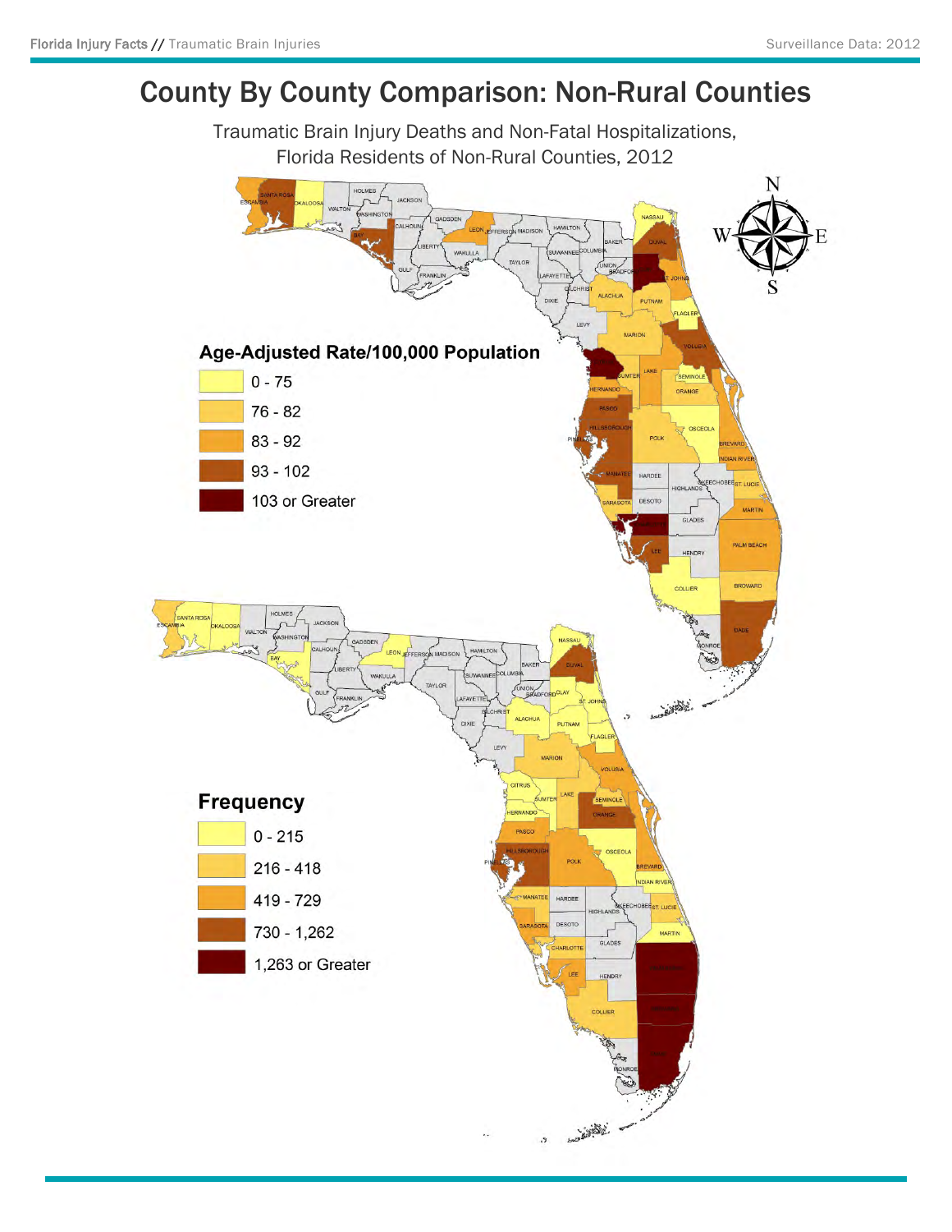# County By County Comparison: Non-Rural Counties

Traumatic Brain Injury Deaths and Non-Fatal Hospitalizations, Florida Residents of Non-Rural Counties, 2012

**Age-Adjusted Rate/100,000 Population**

- 0 - 75
- 76 - 82
- 83 - 92
- 93 - 102
- 103 or Greater

**Frequency**

- 0 - 215
- 216 - 418
- 419 - 729
- 730 - 1,262
- 1,263 or Greater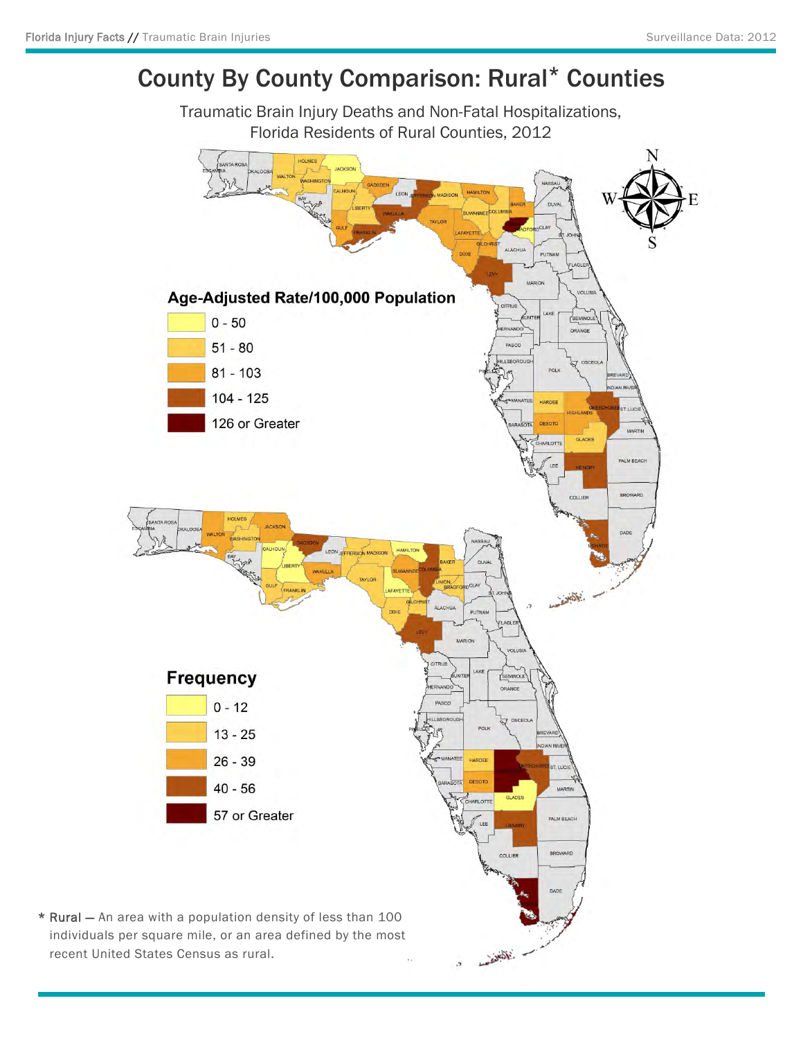# County By County Comparison: Rural* Counties

Traumatic Brain Injury Deaths and Non-Fatal Hospitalizations, Florida Residents of Rural Counties, 2012

**Age-Adjusted Rate/100,000 Population**

0 - 50

51 - 80

81 - 103

104 - 125

126 or Greater

**Frequency**

0 - 12

13 - 25

26 - 39

40 - 56

57 or Greater

\* **Rural** — An area with a population density of less than 100 individuals per square mile, or an area defined by the most recent United States Census as rural.